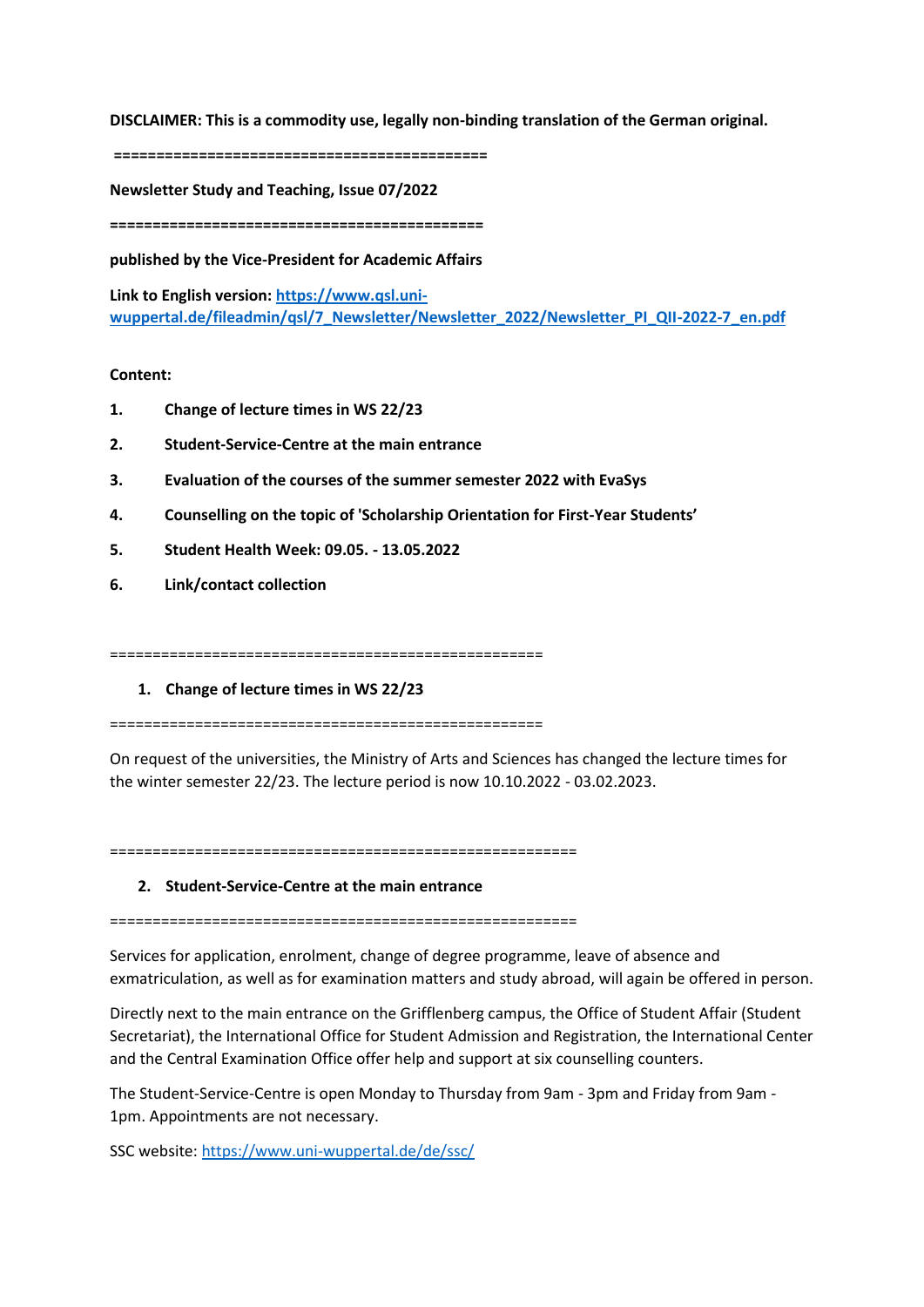**DISCLAIMER: This is a commodity use, legally non-binding translation of the German original.**

**==========================================**

**Newsletter Study and Teaching, Issue 07/2022**

**==========================================**

**published by the Vice-President for Academic Affairs**

**Link to English version: [https://www.qsl.uni-wuppertal.de/fileadmin/qsl/7_Newsletter/Newsletter_2022/Newsletter_PI_QII-2022-7_en.pdf](https://www.qsl.uni-wuppertal.de/fileadmin/qsl/7_Newsletter/Newsletter_2022/Newsletter_PI_QII-2022-7_en.pdf)**

**Content:**

1. **Change of lecture times in WS 22/23**
2. **Student-Service-Centre at the main entrance**
3. **Evaluation of the courses of the summer semester 2022 with EvaSys**
4. **Counselling on the topic of 'Scholarship Orientation for First-Year Students'**
5. **Student Health Week: 09.05. - 13.05.2022**
6. **Link/contact collection**

==================================================

## 1. Change of lecture times in WS 22/23

==================================================

On request of the universities, the Ministry of Arts and Sciences has changed the lecture times for the winter semester 22/23. The lecture period is now 10.10.2022 - 03.02.2023.

======================================================

## 2. Student-Service-Centre at the main entrance

======================================================

Services for application, enrolment, change of degree programme, leave of absence and exmatriculation, as well as for examination matters and study abroad, will again be offered in person.

Directly next to the main entrance on the Grifflenberg campus, the Office of Student Affair (Student Secretariat), the International Office for Student Admission and Registration, the International Center and the Central Examination Office offer help and support at six counselling counters.

The Student-Service-Centre is open Monday to Thursday from 9am - 3pm and Friday from 9am - 1pm. Appointments are not necessary.

SSC website: [https://www.uni-wuppertal.de/de/ssc/](https://www.uni-wuppertal.de/de/ssc/)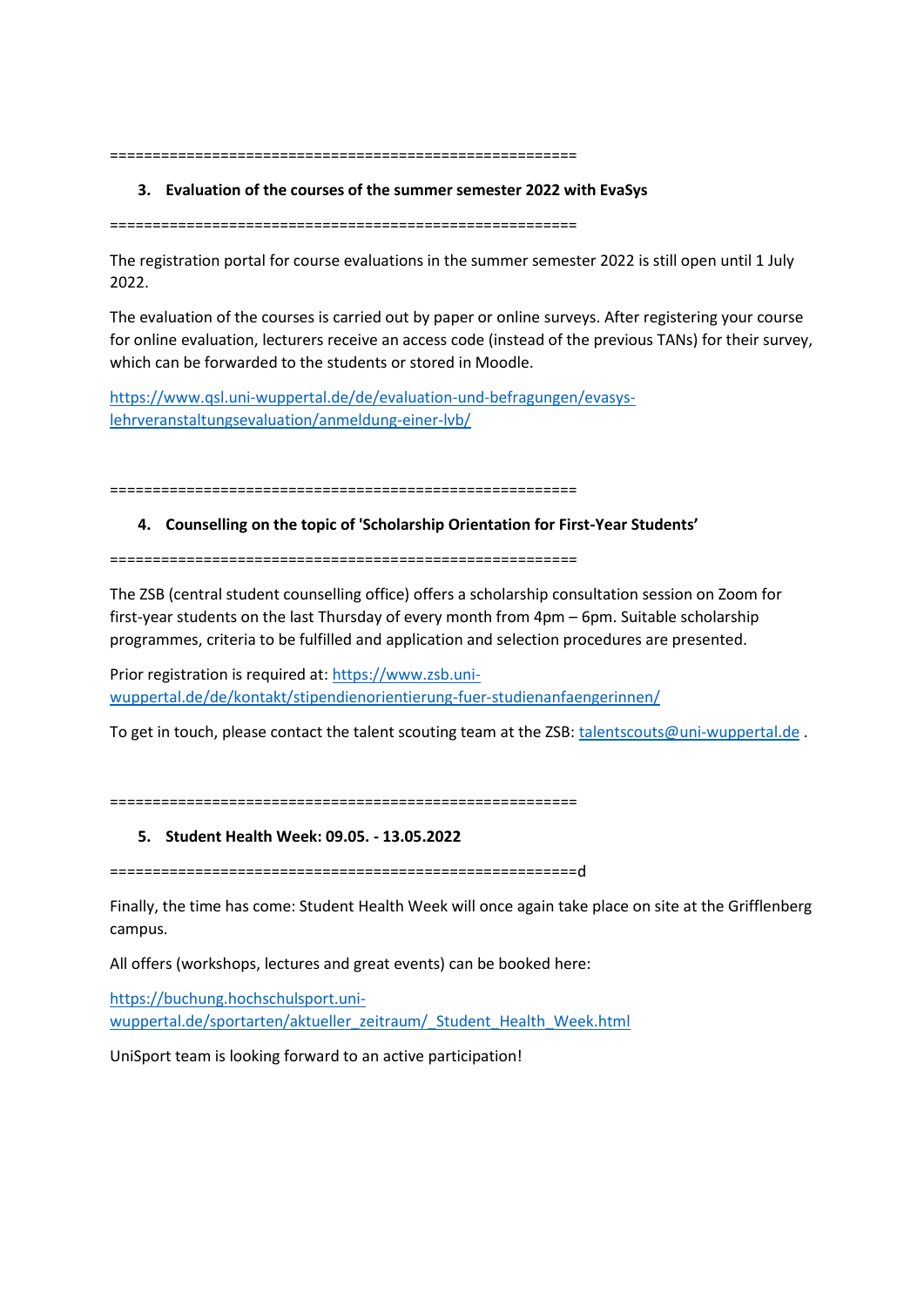=======================================================

### 3. Evaluation of the courses of the summer semester 2022 with EvaSys

=======================================================

The registration portal for course evaluations in the summer semester 2022 is still open until 1 July 2022.

The evaluation of the courses is carried out by paper or online surveys. After registering your course for online evaluation, lecturers receive an access code (instead of the previous TANs) for their survey, which can be forwarded to the students or stored in Moodle.

[https://www.qsl.uni-wuppertal.de/de/evaluation-und-befragungen/evasys-lehrveranstaltungsevaluation/anmeldung-einer-lvb/](https://www.qsl.uni-wuppertal.de/de/evaluation-und-befragungen/evasys-lehrveranstaltungsevaluation/anmeldung-einer-lvb/)

=======================================================

### 4. Counselling on the topic of 'Scholarship Orientation for First-Year Students'

=======================================================

The ZSB (central student counselling office) offers a scholarship consultation session on Zoom for first-year students on the last Thursday of every month from 4pm – 6pm. Suitable scholarship programmes, criteria to be fulfilled and application and selection procedures are presented.

Prior registration is required at: [https://www.zsb.uni-wuppertal.de/de/kontakt/stipendienorientierung-fuer-studienanfaengerinnen/](https://www.zsb.uni-wuppertal.de/de/kontakt/stipendienorientierung-fuer-studienanfaengerinnen/)

To get in touch, please contact the talent scouting team at the ZSB: [talentscouts@uni-wuppertal.de](mailto:talentscouts@uni-wuppertal.de) .

=======================================================

### 5. Student Health Week: 09.05. - 13.05.2022

=======================================================d

Finally, the time has come: Student Health Week will once again take place on site at the Grifflenberg campus.

All offers (workshops, lectures and great events) can be booked here:

[https://buchung.hochschulsport.uni-wuppertal.de/sportarten/aktueller_zeitraum/_Student_Health_Week.html](https://buchung.hochschulsport.uni-wuppertal.de/sportarten/aktueller_zeitraum/_Student_Health_Week.html)

UniSport team is looking forward to an active participation!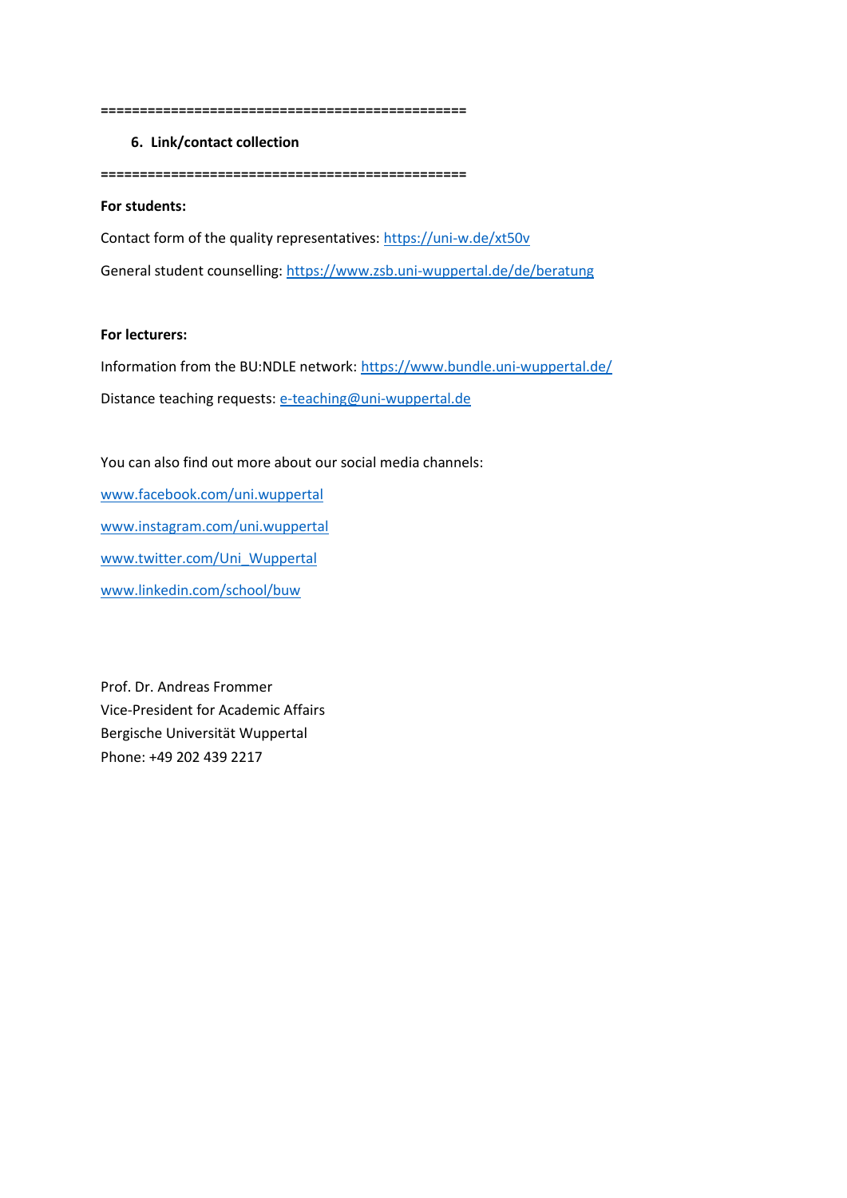==============================================

## 6. Link/contact collection

==============================================

**For students:**

Contact form of the quality representatives: https://uni-w.de/xt50v

General student counselling: https://www.zsb.uni-wuppertal.de/de/beratung

**For lecturers:**

Information from the BU:NDLE network: https://www.bundle.uni-wuppertal.de/

Distance teaching requests: e-teaching@uni-wuppertal.de

You can also find out more about our social media channels:

www.facebook.com/uni.wuppertal

www.instagram.com/uni.wuppertal

www.twitter.com/Uni_Wuppertal

www.linkedin.com/school/buw

Prof. Dr. Andreas Frommer
Vice-President for Academic Affairs
Bergische Universität Wuppertal
Phone: +49 202 439 2217